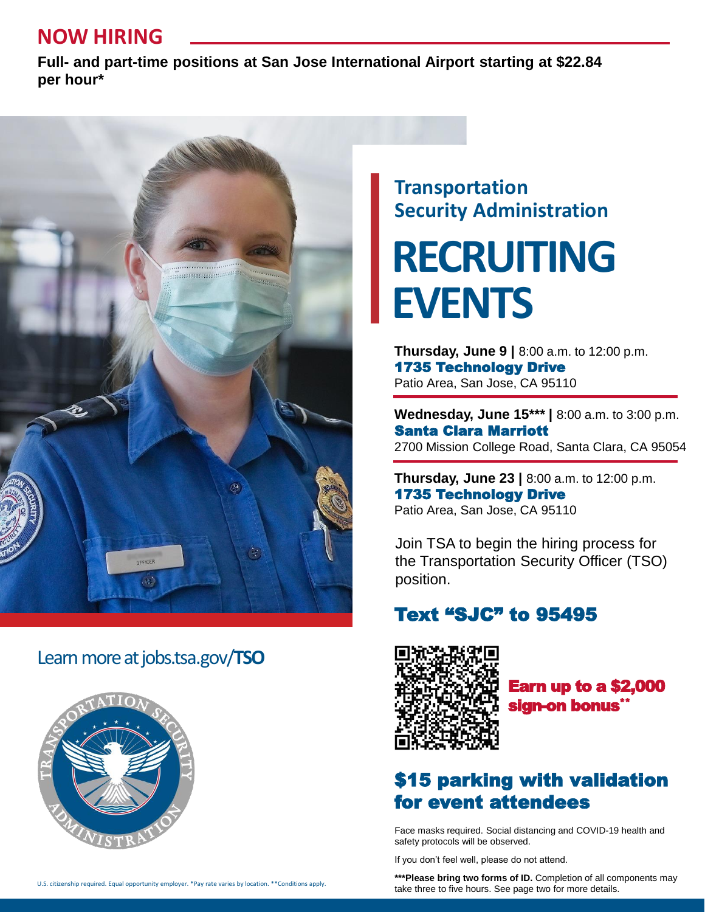## NOW HIRING

**Full- and part-time positions at San Jose International Airport starting at $22.84 per hour***

## Transportation Security Administration

# RECRUITING EVENTS

**Thursday, June 9 |** 8:00 a.m. to 12:00 p.m.
**1735 Technology Drive**
Patio Area, San Jose, CA 95110

**Wednesday, June 15*** |** 8:00 a.m. to 3:00 p.m.
**Santa Clara Marriott**
2700 Mission College Road, Santa Clara, CA 95054

**Thursday, June 23 |** 8:00 a.m. to 12:00 p.m.
**1735 Technology Drive**
Patio Area, San Jose, CA 95110

Join TSA to begin the hiring process for the Transportation Security Officer (TSO) position.

## Text "SJC" to 95495

**Earn up to a $2,000 sign-on bonus****

## $15 parking with validation for event attendees

Learn more at jobs.tsa.gov/**TSO**

Face masks required. Social distancing and COVID-19 health and safety protocols will be observed.

If you don't feel well, please do not attend.

*****Please bring two forms of ID.** Completion of all components may take three to five hours. See page two for more details.

U.S. citizenship required. Equal opportunity employer. *Pay rate varies by location. **Conditions apply.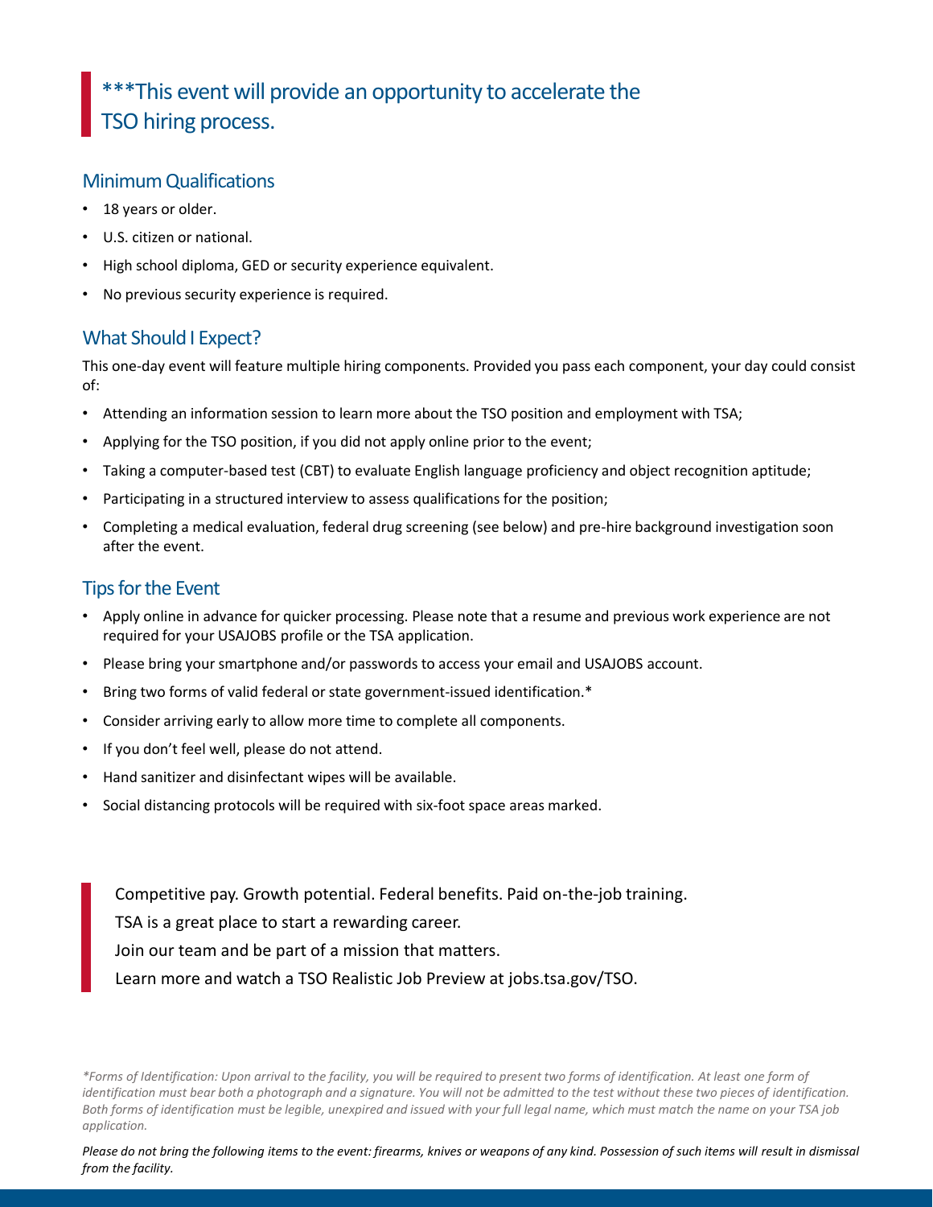***This event will provide an opportunity to accelerate the TSO hiring process.

## Minimum Qualifications

- 18 years or older.
- U.S. citizen or national.
- High school diploma, GED or security experience equivalent.
- No previous security experience is required.

## What Should I Expect?

This one-day event will feature multiple hiring components. Provided you pass each component, your day could consist of:

- Attending an information session to learn more about the TSO position and employment with TSA;
- Applying for the TSO position, if you did not apply online prior to the event;
- Taking a computer-based test (CBT) to evaluate English language proficiency and object recognition aptitude;
- Participating in a structured interview to assess qualifications for the position;
- Completing a medical evaluation, federal drug screening (see below) and pre-hire background investigation soon after the event.

## Tips for the Event

- Apply online in advance for quicker processing. Please note that a resume and previous work experience are not required for your USAJOBS profile or the TSA application.
- Please bring your smartphone and/or passwords to access your email and USAJOBS account.
- Bring two forms of valid federal or state government-issued identification.*
- Consider arriving early to allow more time to complete all components.
- If you don't feel well, please do not attend.
- Hand sanitizer and disinfectant wipes will be available.
- Social distancing protocols will be required with six-foot space areas marked.

Competitive pay. Growth potential. Federal benefits. Paid on-the-job training.

TSA is a great place to start a rewarding career.

Join our team and be part of a mission that matters.

Learn more and watch a TSO Realistic Job Preview at jobs.tsa.gov/TSO.

*\*Forms of Identification: Upon arrival to the facility, you will be required to present two forms of identification. At least one form of identification must bear both a photograph and a signature. You will not be admitted to the test without these two pieces of identification. Both forms of identification must be legible, unexpired and issued with your full legal name, which must match the name on your TSA job application.*

*Please do not bring the following items to the event: firearms, knives or weapons of any kind. Possession of such items will result in dismissal from the facility.*